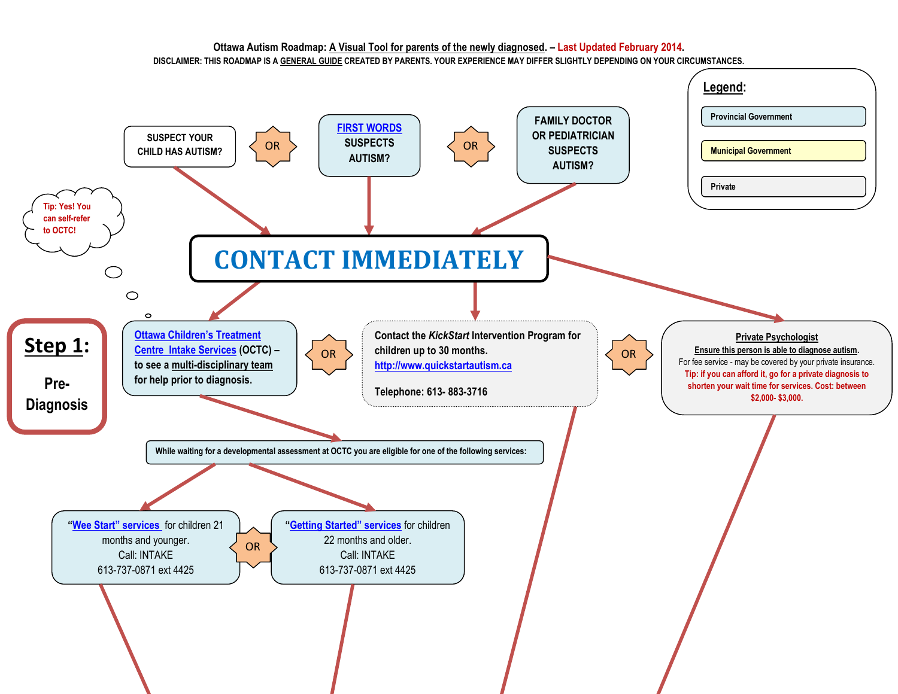**Ottawa Autism Roadmap: A Visual Tool for parents of the newly diagnosed. – Last Updated February 2014.**

**DISCLAIMER: THIS ROADMAP IS A GENERAL GUIDE CREATED BY PARENTS. YOUR EXPERIENCE MAY DIFFER SLIGHTLY DEPENDING ON YOUR CIRCUMSTANCES.**

**Legend:**

- Provincial Government
- Municipal Government
- Private

SUSPECT YOUR CHILD HAS AUTISM?

OR

FIRST WORDS SUSPECTS AUTISM?

OR

FAMILY DOCTOR OR PEDIATRICIAN SUSPECTS AUTISM?

Tip: Yes! You can self-refer to OCTC!

# CONTACT IMMEDIATELY

## Step 1: Pre-Diagnosis

Ottawa Children's Treatment Centre Intake Services (OCTC) – to see a multi-disciplinary team for help prior to diagnosis.

OR

Contact the *KickStart* Intervention Program for children up to 30 months.
http://www.quickstartautism.ca

Telephone: 613- 883-3716

OR

**Private Psychologist**
**Ensure this person is able to diagnose autism.**
For fee service - may be covered by your private insurance.
**Tip: if you can afford it, go for a private diagnosis to shorten your wait time for services. Cost: between $2,000- $3,000.**

While waiting for a developmental assessment at OCTC you are eligible for one of the following services:

"Wee Start" services for children 21 months and younger.
Call: INTAKE
613-737-0871 ext 4425

OR

"Getting Started" services for children 22 months and older.
Call: INTAKE
613-737-0871 ext 4425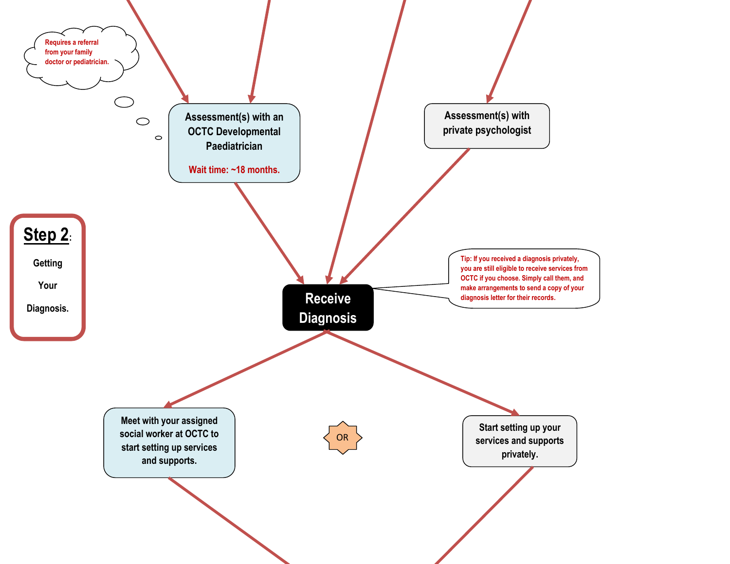**Step 2**:

Getting Your Diagnosis.

Requires a referral from your family doctor or pediatrician.

Assessment(s) with an OCTC Developmental Paediatrician

Wait time: ~18 months.

Assessment(s) with private psychologist

**Receive Diagnosis**

Tip: If you received a diagnosis privately, you are still eligible to receive services from OCTC if you choose. Simply call them, and make arrangements to send a copy of your diagnosis letter for their records.

Meet with your assigned social worker at OCTC to start setting up services and supports.

OR

Start setting up your services and supports privately.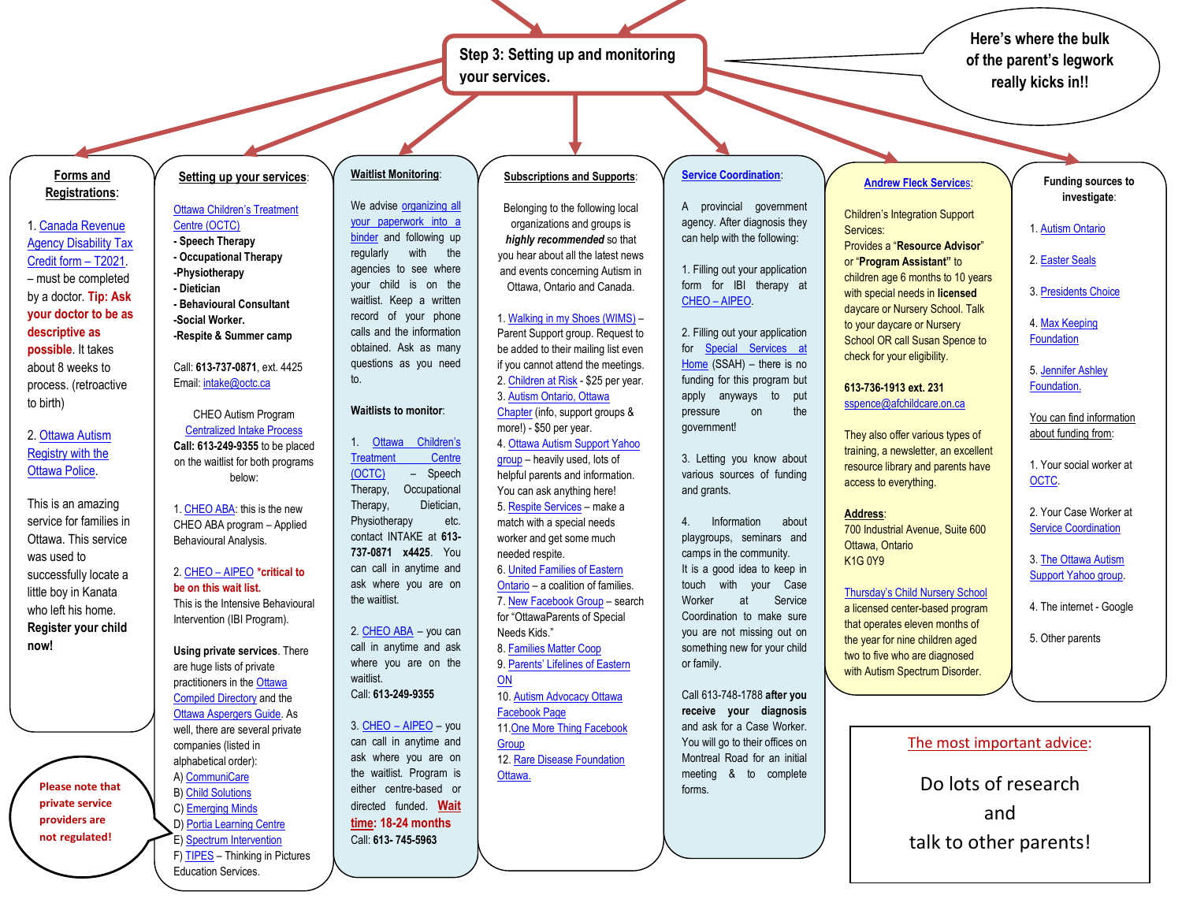## Step 3: Setting up and monitoring your services.

Here's where the bulk of the parent's legwork really kicks in!!

### Forms and Registrations:

1. Canada Revenue Agency Disability Tax Credit form – T2021. – must be completed by a doctor. **Tip: Ask your doctor to be as descriptive as possible**. It takes about 8 weeks to process. (retroactive to birth)

2. Ottawa Autism Registry with the Ottawa Police.

This is an amazing service for families in Ottawa. This service was used to successfully locate a little boy in Kanata who left his home. **Register your child now!**

**Please note that private service providers are not regulated!**

### Setting up your services:

Ottawa Children's Treatment Centre (OCTC)
- **Speech Therapy**
- **Occupational Therapy**
- **Physiotherapy**
- **Dietician**
- **Behavioural Consultant**
- **Social Worker.**
- **Respite & Summer camp**

Call: **613-737-0871**, ext. 4425
Email: intake@octc.ca

CHEO Autism Program Centralized Intake Process
**Call: 613-249-9355** to be placed on the waitlist for both programs below:

1. CHEO ABA: this is the new CHEO ABA program – Applied Behavioural Analysis.

2. CHEO – AIPEO **\*critical to be on this wait list.** This is the Intensive Behavioural Intervention (IBI Program).

**Using private services**. There are huge lists of private practitioners in the Ottawa Compiled Directory and the Ottawa Aspergers Guide. As well, there are several private companies (listed in alphabetical order):

A) CommuniCare
B) Child Solutions
C) Emerging Minds
D) Portia Learning Centre
E) Spectrum Intervention
F) TIPES – Thinking in Pictures Education Services.

### Waitlist Monitoring:

We advise organizing all your paperwork into a binder and following up regularly with the agencies to see where your child is on the waitlist. Keep a written record of your phone calls and the information obtained. Ask as many questions as you need to.

**Waitlists to monitor**:

1. Ottawa Children's Treatment Centre (OCTC) – Speech Therapy, Occupational Therapy, Dietician, Physiotherapy etc. contact INTAKE at **613-737-0871 x4425**. You can call in anytime and ask where you are on the waitlist.

2. CHEO ABA – you can call in anytime and ask where you are on the waitlist.
Call: **613-249-9355**

3. CHEO – AIPEO – you can call in anytime and ask where you are on the waitlist. Program is either centre-based or directed funded. **Wait time: 18-24 months**
Call: **613- 745-5963**

### Subscriptions and Supports:

Belonging to the following local organizations and groups is ***highly recommended*** so that you hear about all the latest news and events concerning Autism in Ottawa, Ontario and Canada.

1. Walking in my Shoes (WIMS) – Parent Support group. Request to be added to their mailing list even if you cannot attend the meetings.
2. Children at Risk - $25 per year.
3. Autism Ontario, Ottawa Chapter (info, support groups & more!) - $50 per year.
4. Ottawa Autism Support Yahoo group – heavily used, lots of helpful parents and information. You can ask anything here!
5. Respite Services – make a match with a special needs worker and get some much needed respite.
6. United Families of Eastern Ontario – a coalition of families.
7. New Facebook Group – search for "OttawaParents of Special Needs Kids."
8. Families Matter Coop
9. Parents' Lifelines of Eastern ON
10. Autism Advocacy Ottawa Facebook Page
11. One More Thing Facebook Group
12. Rare Disease Foundation Ottawa.

### Service Coordination:

A provincial government agency. After diagnosis they can help with the following:

1. Filling out your application form for IBI therapy at CHEO – AIPEO.

2. Filling out your application for Special Services at Home (SSAH) – there is no funding for this program but apply anyways to put pressure on the government!

3. Letting you know about various sources of funding and grants.

4. Information about playgroups, seminars and camps in the community.
It is a good idea to keep in touch with your Case Worker at Service Coordination to make sure you are not missing out on something new for your child or family.

Call 613-748-1788 **after you receive your diagnosis** and ask for a Case Worker. You will go to their offices on Montreal Road for an initial meeting & to complete forms.

### Andrew Fleck Services:

Children's Integration Support Services:
Provides a "**Resource Advisor**" or "**Program Assistant"** to children age 6 months to 10 years with special needs in **licensed** daycare or Nursery School. Talk to your daycare or Nursery School OR call Susan Spence to check for your eligibility.

**613-736-1913 ext. 231**
sspence@afchildcare.on.ca

They also offer various types of training, a newsletter, an excellent resource library and parents have access to everything.

**Address**:
700 Industrial Avenue, Suite 600
Ottawa, Ontario
K1G 0Y9

Thursday's Child Nursery School a licensed center-based program that operates eleven months of the year for nine children aged two to five who are diagnosed with Autism Spectrum Disorder.

### Funding sources to investigate:

1. Autism Ontario
2. Easter Seals
3. Presidents Choice
4. Max Keeping Foundation
5. Jennifer Ashley Foundation.

You can find information about funding from:

1. Your social worker at OCTC.
2. Your Case Worker at Service Coordination
3. The Ottawa Autism Support Yahoo group.
4. The internet - Google
5. Other parents

The most important advice:

Do lots of research and talk to other parents!